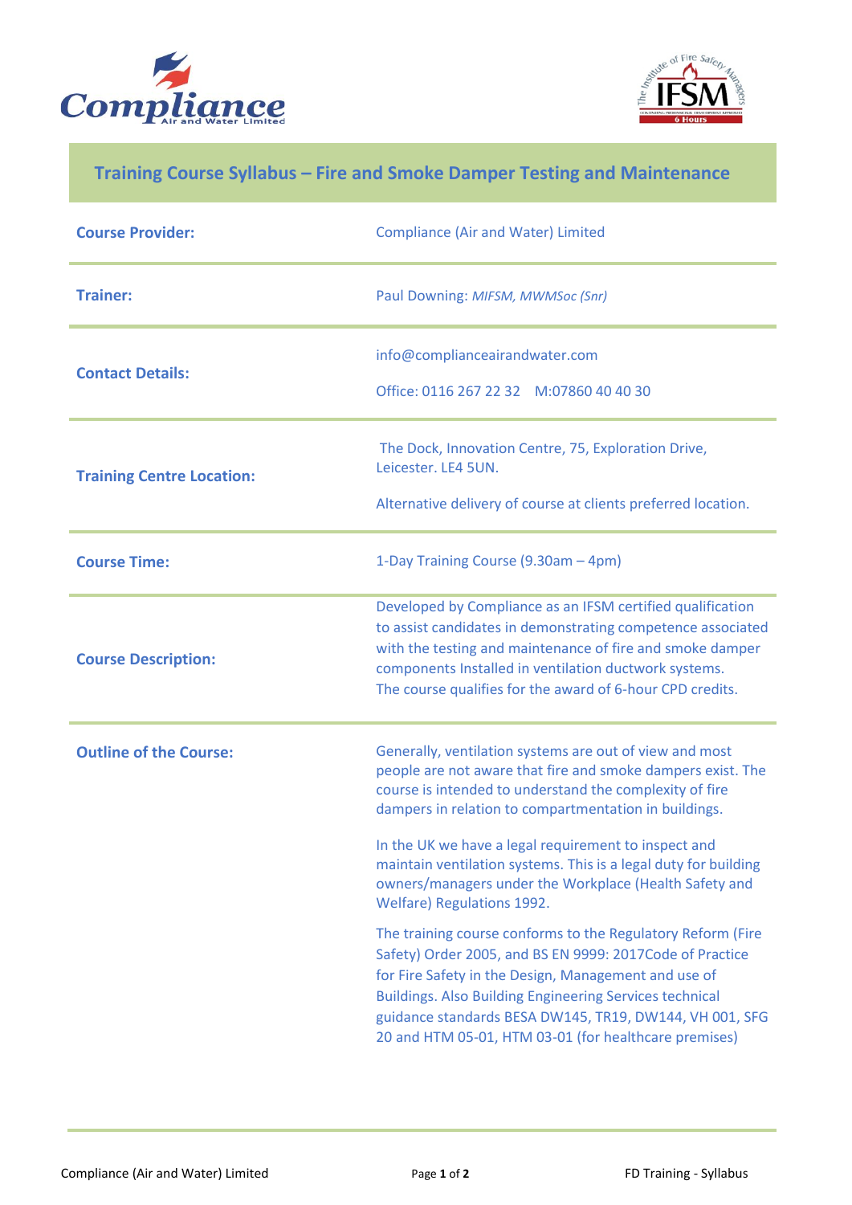# Training Course Syllabus – Fire and Smoke Damper Testing and Maintenance

| | |
|---|---|
| **Course Provider:** | Compliance (Air and Water) Limited |
| **Trainer:** | Paul Downing: *MIFSM, MWMSoc (Snr)* |
| **Contact Details:** | info@complianceairandwater.com<br><br>Office: 0116 267 22 32 M:07860 40 40 30 |
| **Training Centre Location:** | The Dock, Innovation Centre, 75, Exploration Drive, Leicester. LE4 5UN.<br><br>Alternative delivery of course at clients preferred location. |
| **Course Time:** | 1-Day Training Course (9.30am – 4pm) |
| **Course Description:** | Developed by Compliance as an IFSM certified qualification to assist candidates in demonstrating competence associated with the testing and maintenance of fire and smoke damper components Installed in ventilation ductwork systems. The course qualifies for the award of 6-hour CPD credits. |
| **Outline of the Course:** | Generally, ventilation systems are out of view and most people are not aware that fire and smoke dampers exist. The course is intended to understand the complexity of fire dampers in relation to compartmentation in buildings.<br><br>In the UK we have a legal requirement to inspect and maintain ventilation systems. This is a legal duty for building owners/managers under the Workplace (Health Safety and Welfare) Regulations 1992.<br><br>The training course conforms to the Regulatory Reform (Fire Safety) Order 2005, and BS EN 9999: 2017Code of Practice for Fire Safety in the Design, Management and use of Buildings. Also Building Engineering Services technical guidance standards BESA DW145, TR19, DW144, VH 001, SFG 20 and HTM 05-01, HTM 03-01 (for healthcare premises) |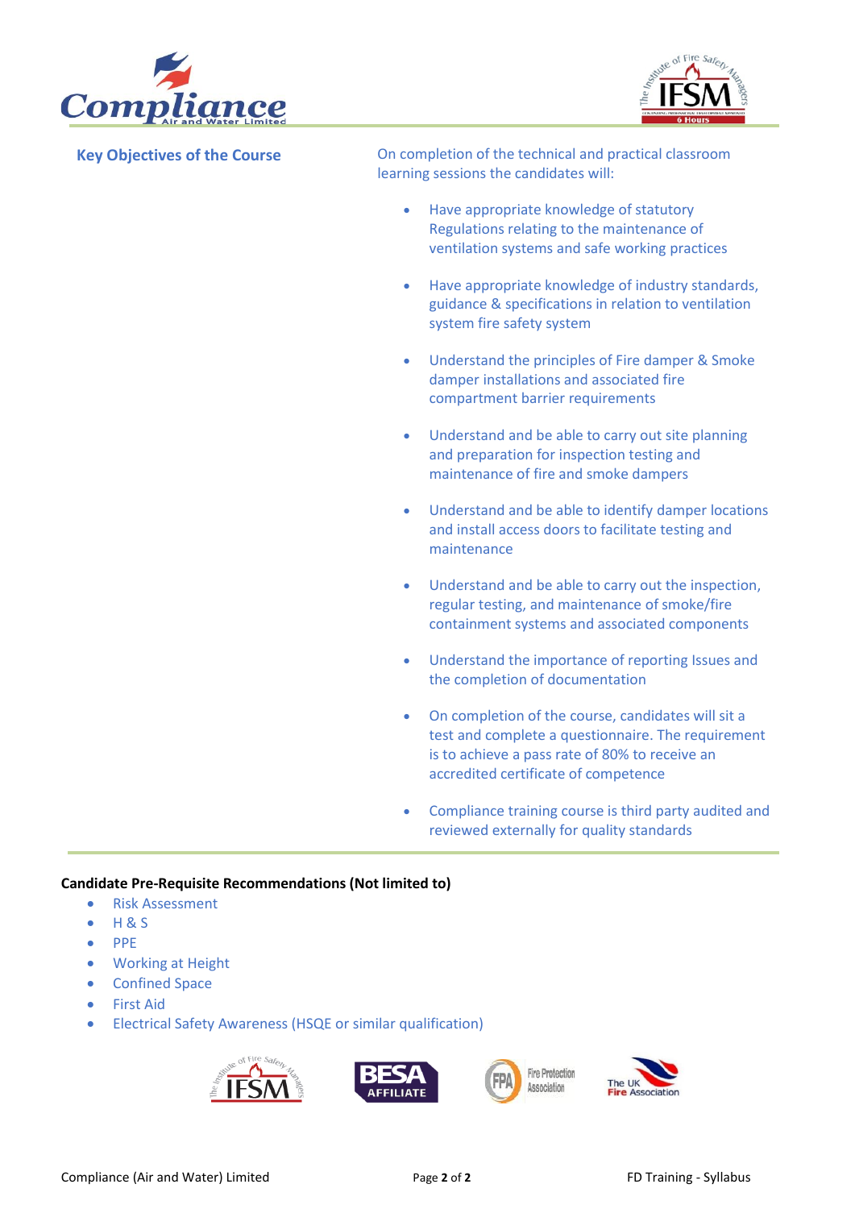## Key Objectives of the Course

On completion of the technical and practical classroom learning sessions the candidates will:

- Have appropriate knowledge of statutory Regulations relating to the maintenance of ventilation systems and safe working practices
- Have appropriate knowledge of industry standards, guidance & specifications in relation to ventilation system fire safety system
- Understand the principles of Fire damper & Smoke damper installations and associated fire compartment barrier requirements
- Understand and be able to carry out site planning and preparation for inspection testing and maintenance of fire and smoke dampers
- Understand and be able to identify damper locations and install access doors to facilitate testing and maintenance
- Understand and be able to carry out the inspection, regular testing, and maintenance of smoke/fire containment systems and associated components
- Understand the importance of reporting Issues and the completion of documentation
- On completion of the course, candidates will sit a test and complete a questionnaire. The requirement is to achieve a pass rate of 80% to receive an accredited certificate of competence
- Compliance training course is third party audited and reviewed externally for quality standards

**Candidate Pre-Requisite Recommendations (Not limited to)**

- Risk Assessment
- H & S
- PPE
- Working at Height
- Confined Space
- First Aid
- Electrical Safety Awareness (HSQE or similar qualification)